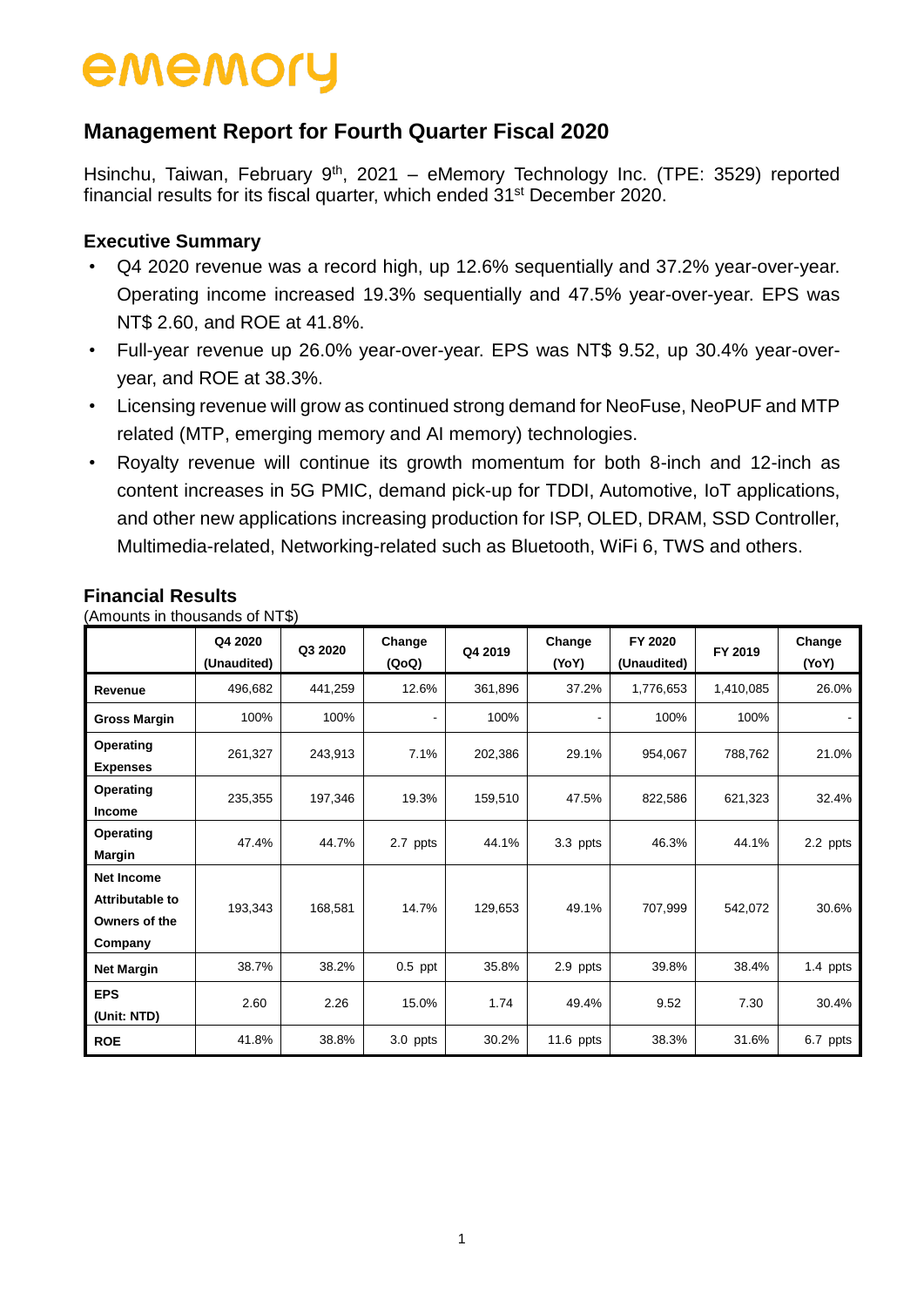ememory

# Management Report for Fourth Quarter Fiscal 2020

Hsinchu, Taiwan, February 9th, 2021 – eMemory Technology Inc. (TPE: 3529) reported financial results for its fiscal quarter, which ended 31st December 2020.

## Executive Summary

- Q4 2020 revenue was a record high, up 12.6% sequentially and 37.2% year-over-year. Operating income increased 19.3% sequentially and 47.5% year-over-year. EPS was NT$ 2.60, and ROE at 41.8%.
- Full-year revenue up 26.0% year-over-year. EPS was NT$ 9.52, up 30.4% year-over-year, and ROE at 38.3%.
- Licensing revenue will grow as continued strong demand for NeoFuse, NeoPUF and MTP related (MTP, emerging memory and AI memory) technologies.
- Royalty revenue will continue its growth momentum for both 8-inch and 12-inch as content increases in 5G PMIC, demand pick-up for TDDI, Automotive, IoT applications, and other new applications increasing production for ISP, OLED, DRAM, SSD Controller, Multimedia-related, Networking-related such as Bluetooth, WiFi 6, TWS and others.

## Financial Results

(Amounts in thousands of NT$)

| | Q4 2020 (Unaudited) | Q3 2020 | Change (QoQ) | Q4 2019 | Change (YoY) | FY 2020 (Unaudited) | FY 2019 | Change (YoY) |
|---|---|---|---|---|---|---|---|---|
| **Revenue** | 496,682 | 441,259 | 12.6% | 361,896 | 37.2% | 1,776,653 | 1,410,085 | 26.0% |
| **Gross Margin** | 100% | 100% | - | 100% | - | 100% | 100% | - |
| **Operating Expenses** | 261,327 | 243,913 | 7.1% | 202,386 | 29.1% | 954,067 | 788,762 | 21.0% |
| **Operating Income** | 235,355 | 197,346 | 19.3% | 159,510 | 47.5% | 822,586 | 621,323 | 32.4% |
| **Operating Margin** | 47.4% | 44.7% | 2.7 ppts | 44.1% | 3.3 ppts | 46.3% | 44.1% | 2.2 ppts |
| **Net Income Attributable to Owners of the Company** | 193,343 | 168,581 | 14.7% | 129,653 | 49.1% | 707,999 | 542,072 | 30.6% |
| **Net Margin** | 38.7% | 38.2% | 0.5 ppt | 35.8% | 2.9 ppts | 39.8% | 38.4% | 1.4 ppts |
| **EPS (Unit: NTD)** | 2.60 | 2.26 | 15.0% | 1.74 | 49.4% | 9.52 | 7.30 | 30.4% |
| **ROE** | 41.8% | 38.8% | 3.0 ppts | 30.2% | 11.6 ppts | 38.3% | 31.6% | 6.7 ppts |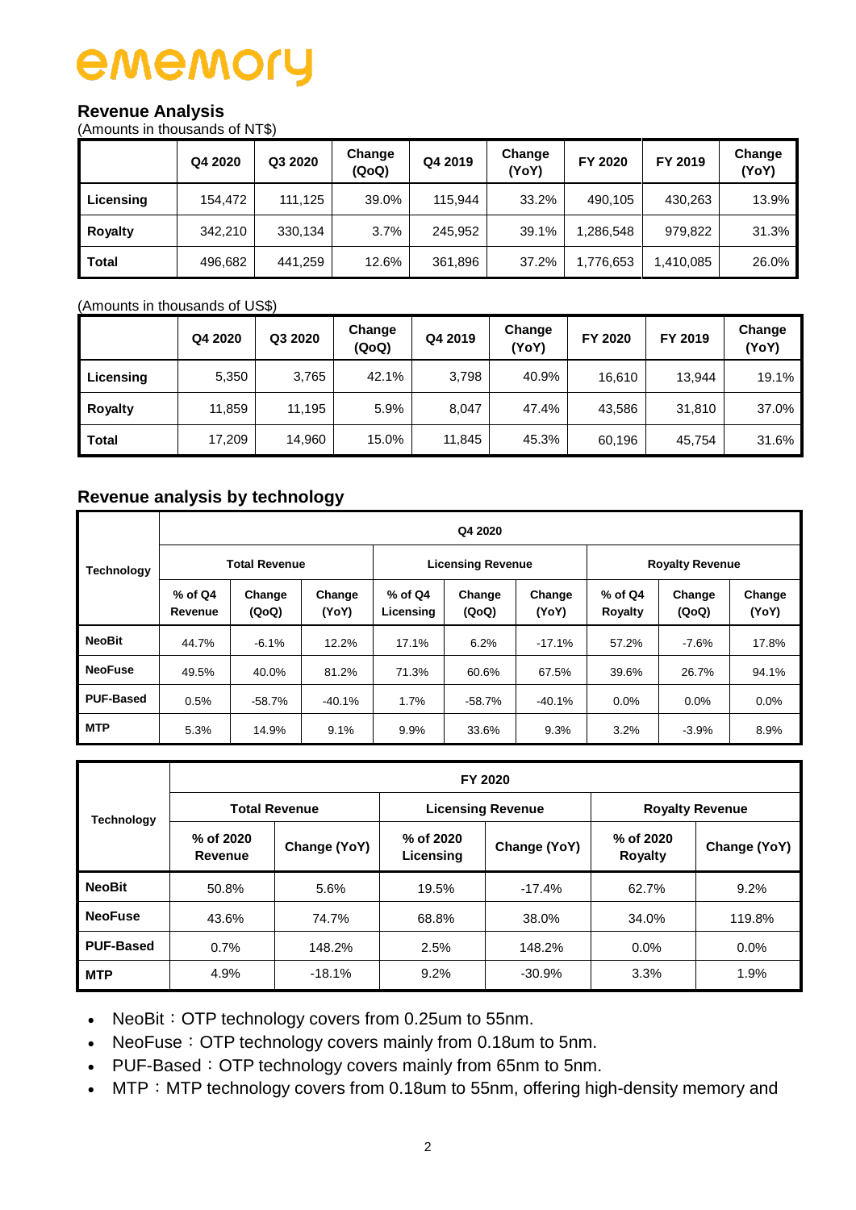# ememory

## Revenue Analysis

(Amounts in thousands of NT$)

| | Q4 2020 | Q3 2020 | Change (QoQ) | Q4 2019 | Change (YoY) | FY 2020 | FY 2019 | Change (YoY) |
|---|---|---|---|---|---|---|---|---|
| **Licensing** | 154,472 | 111,125 | 39.0% | 115,944 | 33.2% | 490,105 | 430,263 | 13.9% |
| **Royalty** | 342,210 | 330,134 | 3.7% | 245,952 | 39.1% | 1,286,548 | 979,822 | 31.3% |
| **Total** | 496,682 | 441,259 | 12.6% | 361,896 | 37.2% | 1,776,653 | 1,410,085 | 26.0% |

(Amounts in thousands of US$)

| | Q4 2020 | Q3 2020 | Change (QoQ) | Q4 2019 | Change (YoY) | FY 2020 | FY 2019 | Change (YoY) |
|---|---|---|---|---|---|---|---|---|
| **Licensing** | 5,350 | 3,765 | 42.1% | 3,798 | 40.9% | 16,610 | 13,944 | 19.1% |
| **Royalty** | 11,859 | 11,195 | 5.9% | 8,047 | 47.4% | 43,586 | 31,810 | 37.0% |
| **Total** | 17,209 | 14,960 | 15.0% | 11,845 | 45.3% | 60,196 | 45,754 | 31.6% |

## Revenue analysis by technology

| Technology | Q4 2020 | | | | | | | | |
|---|---|---|---|---|---|---|---|---|---|
| | Total Revenue | | | Licensing Revenue | | | Royalty Revenue | | |
| | % of Q4 Revenue | Change (QoQ) | Change (YoY) | % of Q4 Licensing | Change (QoQ) | Change (YoY) | % of Q4 Royalty | Change (QoQ) | Change (YoY) |
| **NeoBit** | 44.7% | -6.1% | 12.2% | 17.1% | 6.2% | -17.1% | 57.2% | -7.6% | 17.8% |
| **NeoFuse** | 49.5% | 40.0% | 81.2% | 71.3% | 60.6% | 67.5% | 39.6% | 26.7% | 94.1% |
| **PUF-Based** | 0.5% | -58.7% | -40.1% | 1.7% | -58.7% | -40.1% | 0.0% | 0.0% | 0.0% |
| **MTP** | 5.3% | 14.9% | 9.1% | 9.9% | 33.6% | 9.3% | 3.2% | -3.9% | 8.9% |

| Technology | FY 2020 | | | | | |
|---|---|---|---|---|---|---|
| | Total Revenue | | Licensing Revenue | | Royalty Revenue | |
| | % of 2020 Revenue | Change (YoY) | % of 2020 Licensing | Change (YoY) | % of 2020 Royalty | Change (YoY) |
| **NeoBit** | 50.8% | 5.6% | 19.5% | -17.4% | 62.7% | 9.2% |
| **NeoFuse** | 43.6% | 74.7% | 68.8% | 38.0% | 34.0% | 119.8% |
| **PUF-Based** | 0.7% | 148.2% | 2.5% | 148.2% | 0.0% | 0.0% |
| **MTP** | 4.9% | -18.1% | 9.2% | -30.9% | 3.3% | 1.9% |

- NeoBit：OTP technology covers from 0.25um to 55nm.
- NeoFuse：OTP technology covers mainly from 0.18um to 5nm.
- PUF-Based：OTP technology covers mainly from 65nm to 5nm.
- MTP：MTP technology covers from 0.18um to 55nm, offering high-density memory and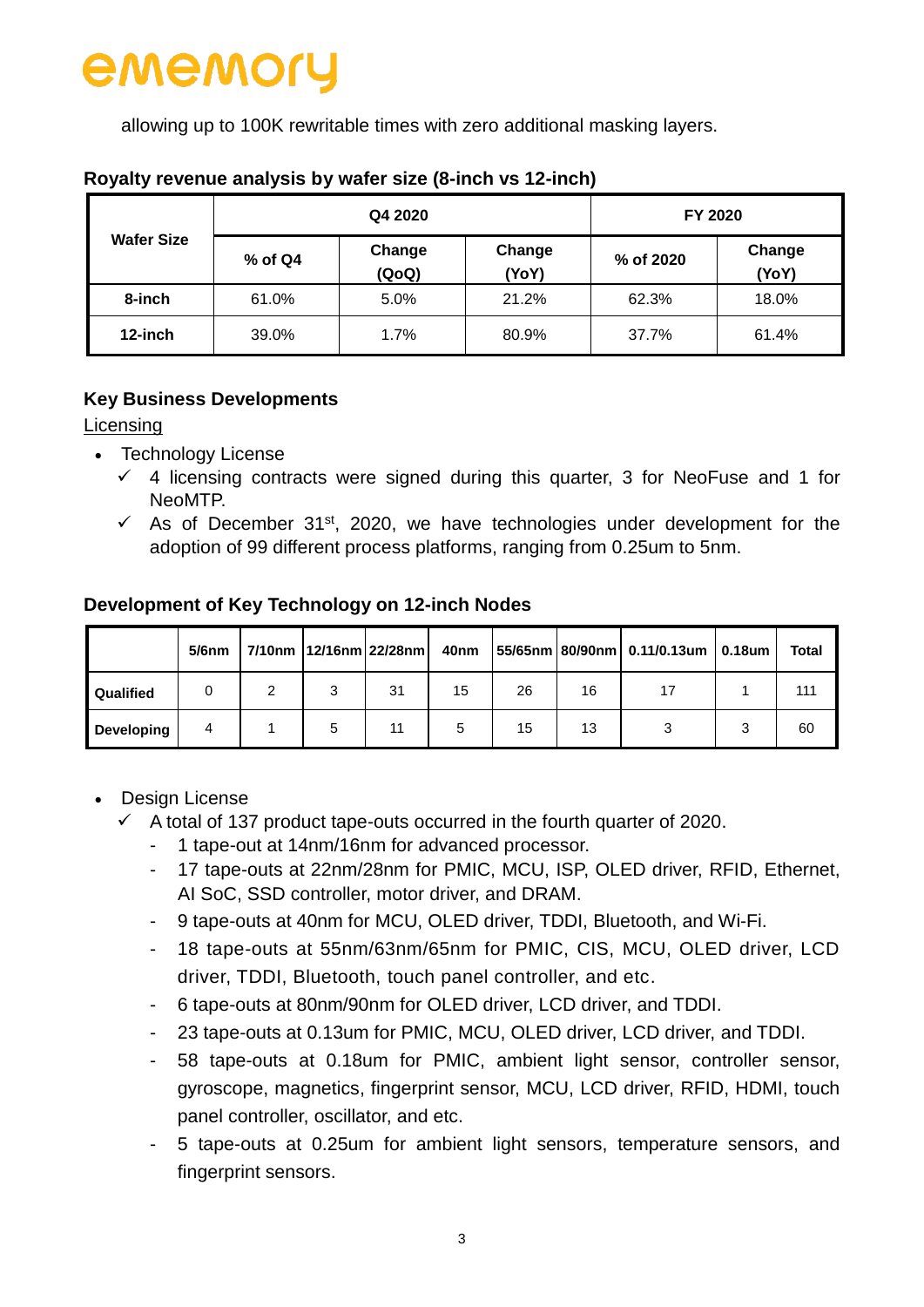allowing up to 100K rewritable times with zero additional masking layers.

**Royalty revenue analysis by wafer size (8-inch vs 12-inch)**

| Wafer Size | Q4 2020 | | | FY 2020 | |
|---|---|---|---|---|---|
| | % of Q4 | Change (QoQ) | Change (YoY) | % of 2020 | Change (YoY) |
| 8-inch | 61.0% | 5.0% | 21.2% | 62.3% | 18.0% |
| 12-inch | 39.0% | 1.7% | 80.9% | 37.7% | 61.4% |

## Key Business Developments

Licensing

- Technology License
  - ✓ 4 licensing contracts were signed during this quarter, 3 for NeoFuse and 1 for NeoMTP.
  - ✓ As of December 31st, 2020, we have technologies under development for the adoption of 99 different process platforms, ranging from 0.25um to 5nm.

**Development of Key Technology on 12-inch Nodes**

| | 5/6nm | 7/10nm | 12/16nm | 22/28nm | 40nm | 55/65nm | 80/90nm | 0.11/0.13um | 0.18um | Total |
|---|---|---|---|---|---|---|---|---|---|---|
| Qualified | 0 | 2 | 3 | 31 | 15 | 26 | 16 | 17 | 1 | 111 |
| Developing | 4 | 1 | 5 | 11 | 5 | 15 | 13 | 3 | 3 | 60 |

- Design License
  - ✓ A total of 137 product tape-outs occurred in the fourth quarter of 2020.
    - 1 tape-out at 14nm/16nm for advanced processor.
    - 17 tape-outs at 22nm/28nm for PMIC, MCU, ISP, OLED driver, RFID, Ethernet, AI SoC, SSD controller, motor driver, and DRAM.
    - 9 tape-outs at 40nm for MCU, OLED driver, TDDI, Bluetooth, and Wi-Fi.
    - 18 tape-outs at 55nm/63nm/65nm for PMIC, CIS, MCU, OLED driver, LCD driver, TDDI, Bluetooth, touch panel controller, and etc.
    - 6 tape-outs at 80nm/90nm for OLED driver, LCD driver, and TDDI.
    - 23 tape-outs at 0.13um for PMIC, MCU, OLED driver, LCD driver, and TDDI.
    - 58 tape-outs at 0.18um for PMIC, ambient light sensor, controller sensor, gyroscope, magnetics, fingerprint sensor, MCU, LCD driver, RFID, HDMI, touch panel controller, oscillator, and etc.
    - 5 tape-outs at 0.25um for ambient light sensors, temperature sensors, and fingerprint sensors.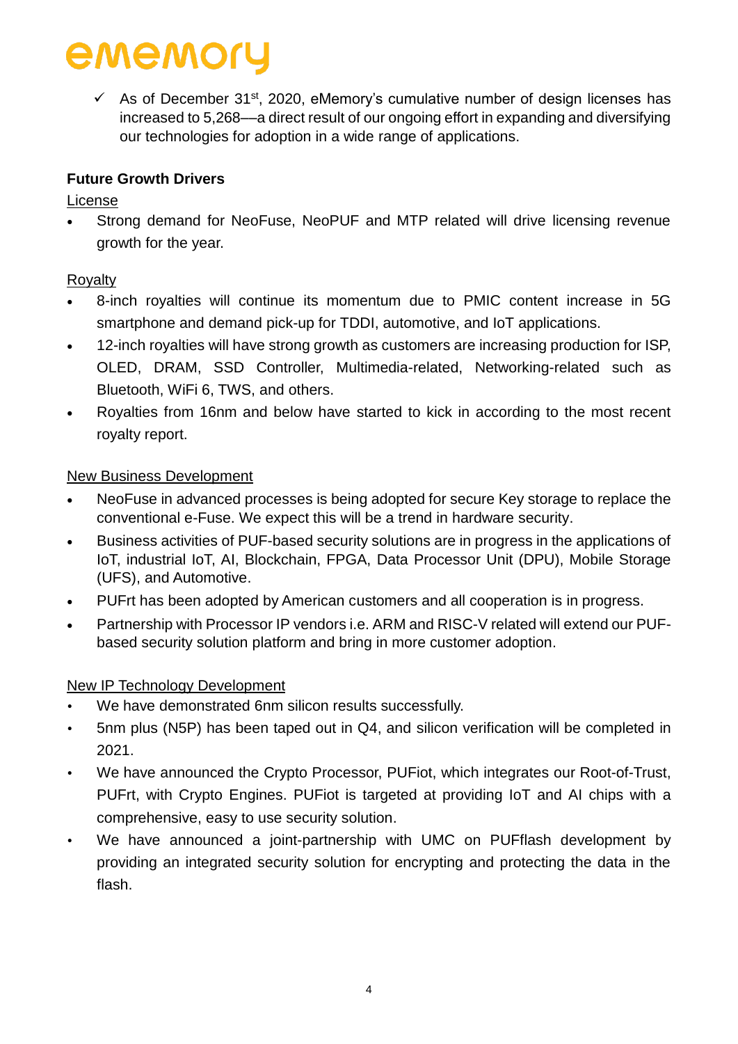- ✓ As of December 31st, 2020, eMemory's cumulative number of design licenses has increased to 5,268—a direct result of our ongoing effort in expanding and diversifying our technologies for adoption in a wide range of applications.

**Future Growth Drivers**

License

- Strong demand for NeoFuse, NeoPUF and MTP related will drive licensing revenue growth for the year.

Royalty

- 8-inch royalties will continue its momentum due to PMIC content increase in 5G smartphone and demand pick-up for TDDI, automotive, and IoT applications.
- 12-inch royalties will have strong growth as customers are increasing production for ISP, OLED, DRAM, SSD Controller, Multimedia-related, Networking-related such as Bluetooth, WiFi 6, TWS, and others.
- Royalties from 16nm and below have started to kick in according to the most recent royalty report.

New Business Development

- NeoFuse in advanced processes is being adopted for secure Key storage to replace the conventional e-Fuse. We expect this will be a trend in hardware security.
- Business activities of PUF-based security solutions are in progress in the applications of IoT, industrial IoT, AI, Blockchain, FPGA, Data Processor Unit (DPU), Mobile Storage (UFS), and Automotive.
- PUFrt has been adopted by American customers and all cooperation is in progress.
- Partnership with Processor IP vendors i.e. ARM and RISC-V related will extend our PUF-based security solution platform and bring in more customer adoption.

New IP Technology Development

- We have demonstrated 6nm silicon results successfully.
- 5nm plus (N5P) has been taped out in Q4, and silicon verification will be completed in 2021.
- We have announced the Crypto Processor, PUFiot, which integrates our Root-of-Trust, PUFrt, with Crypto Engines. PUFiot is targeted at providing IoT and AI chips with a comprehensive, easy to use security solution.
- We have announced a joint-partnership with UMC on PUFflash development by providing an integrated security solution for encrypting and protecting the data in the flash.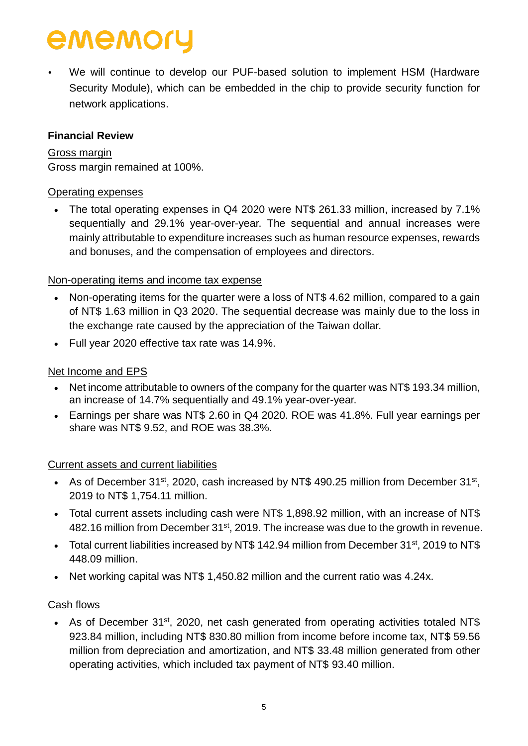- We will continue to develop our PUF-based solution to implement HSM (Hardware Security Module), which can be embedded in the chip to provide security function for network applications.

**Financial Review**

Gross margin

Gross margin remained at 100%.

Operating expenses

- The total operating expenses in Q4 2020 were NT$ 261.33 million, increased by 7.1% sequentially and 29.1% year-over-year. The sequential and annual increases were mainly attributable to expenditure increases such as human resource expenses, rewards and bonuses, and the compensation of employees and directors.

Non-operating items and income tax expense

- Non-operating items for the quarter were a loss of NT$ 4.62 million, compared to a gain of NT$ 1.63 million in Q3 2020. The sequential decrease was mainly due to the loss in the exchange rate caused by the appreciation of the Taiwan dollar.
- Full year 2020 effective tax rate was 14.9%.

Net Income and EPS

- Net income attributable to owners of the company for the quarter was NT$ 193.34 million, an increase of 14.7% sequentially and 49.1% year-over-year.
- Earnings per share was NT$ 2.60 in Q4 2020. ROE was 41.8%. Full year earnings per share was NT$ 9.52, and ROE was 38.3%.

Current assets and current liabilities

- As of December 31st, 2020, cash increased by NT$ 490.25 million from December 31st, 2019 to NT$ 1,754.11 million.
- Total current assets including cash were NT$ 1,898.92 million, with an increase of NT$ 482.16 million from December 31st, 2019. The increase was due to the growth in revenue.
- Total current liabilities increased by NT$ 142.94 million from December 31st, 2019 to NT$ 448.09 million.
- Net working capital was NT$ 1,450.82 million and the current ratio was 4.24x.

Cash flows

- As of December 31st, 2020, net cash generated from operating activities totaled NT$ 923.84 million, including NT$ 830.80 million from income before income tax, NT$ 59.56 million from depreciation and amortization, and NT$ 33.48 million generated from other operating activities, which included tax payment of NT$ 93.40 million.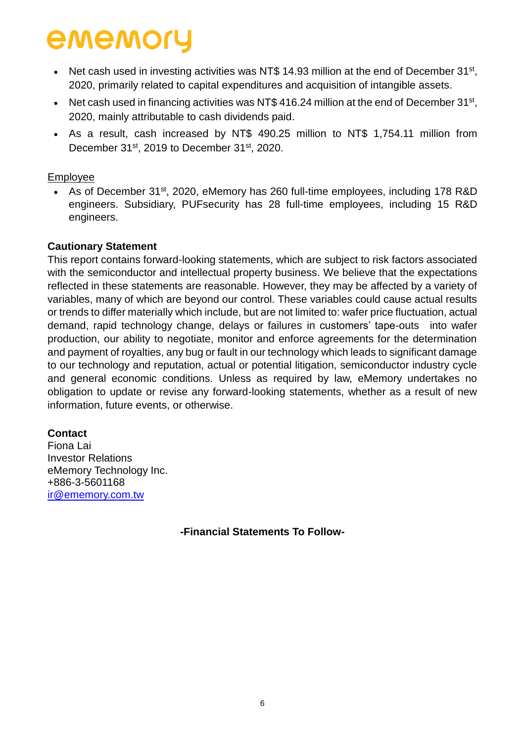- Net cash used in investing activities was NT$ 14.93 million at the end of December 31st, 2020, primarily related to capital expenditures and acquisition of intangible assets.
- Net cash used in financing activities was NT$ 416.24 million at the end of December 31st, 2020, mainly attributable to cash dividends paid.
- As a result, cash increased by NT$ 490.25 million to NT$ 1,754.11 million from December 31st, 2019 to December 31st, 2020.

Employee

- As of December 31st, 2020, eMemory has 260 full-time employees, including 178 R&D engineers. Subsidiary, PUFsecurity has 28 full-time employees, including 15 R&D engineers.

**Cautionary Statement**

This report contains forward-looking statements, which are subject to risk factors associated with the semiconductor and intellectual property business. We believe that the expectations reflected in these statements are reasonable. However, they may be affected by a variety of variables, many of which are beyond our control. These variables could cause actual results or trends to differ materially which include, but are not limited to: wafer price fluctuation, actual demand, rapid technology change, delays or failures in customers' tape-outs into wafer production, our ability to negotiate, monitor and enforce agreements for the determination and payment of royalties, any bug or fault in our technology which leads to significant damage to our technology and reputation, actual or potential litigation, semiconductor industry cycle and general economic conditions. Unless as required by law, eMemory undertakes no obligation to update or revise any forward-looking statements, whether as a result of new information, future events, or otherwise.

**Contact**

Fiona Lai
Investor Relations
eMemory Technology Inc.
+886-3-5601168
ir@ememory.com.tw

**-Financial Statements To Follow-**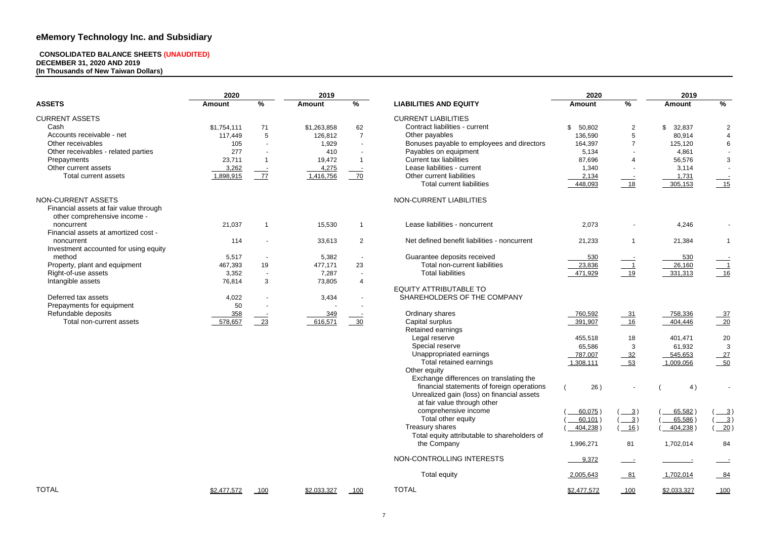# eMemory Technology Inc. and Subsidiary

**CONSOLIDATED BALANCE SHEETS (UNAUDITED)**
**DECEMBER 31, 2020 AND 2019**
**(In Thousands of New Taiwan Dollars)**

| ASSETS | 2020 Amount | % | 2019 Amount | % |
|---|---|---|---|---|
| CURRENT ASSETS | | | | |
| Cash | $1,754,111 | 71 | $1,263,858 | 62 |
| Accounts receivable - net | 117,449 | 5 | 126,812 | 7 |
| Other receivables | 105 | - | 1,929 | - |
| Other receivables - related parties | 277 | - | 410 | - |
| Prepayments | 23,711 | 1 | 19,472 | 1 |
| Other current assets | 3,262 | - | 4,275 | - |
| Total current assets | 1,898,915 | 77 | 1,416,756 | 70 |
| NON-CURRENT ASSETS | | | | |
| Financial assets at fair value through other comprehensive income - noncurrent | 21,037 | 1 | 15,530 | 1 |
| Financial assets at amortized cost - noncurrent | 114 | - | 33,613 | 2 |
| Investment accounted for using equity method | 5,517 | - | 5,382 | - |
| Property, plant and equipment | 467,393 | 19 | 477,171 | 23 |
| Right-of-use assets | 3,352 | - | 7,287 | - |
| Intangible assets | 76,814 | 3 | 73,805 | 4 |
| Deferred tax assets | 4,022 | - | 3,434 | - |
| Prepayments for equipment | 50 | - | - | - |
| Refundable deposits | 358 | - | 349 | - |
| Total non-current assets | 578,657 | 23 | 616,571 | 30 |
| TOTAL | $2,477,572 | 100 | $2,033,327 | 100 |

| LIABILITIES AND EQUITY | 2020 Amount | % | 2019 Amount | % |
|---|---|---|---|---|
| CURRENT LIABILITIES | | | | |
| Contract liabilities - current | $ 50,802 | 2 | $ 32,837 | 2 |
| Other payables | 136,590 | 5 | 80,914 | 4 |
| Bonuses payable to employees and directors | 164,397 | 7 | 125,120 | 6 |
| Payables on equipment | 5,134 | - | 4,861 | - |
| Current tax liabilities | 87,696 | 4 | 56,576 | 3 |
| Lease liabilities - current | 1,340 | - | 3,114 | - |
| Other current liabilities | 2,134 | - | 1,731 | - |
| Total current liabilities | 448,093 | 18 | 305,153 | 15 |
| NON-CURRENT LIABILITIES | | | | |
| Lease liabilities - noncurrent | 2,073 | - | 4,246 | - |
| Net defined benefit liabilities - noncurrent | 21,233 | 1 | 21,384 | 1 |
| Guarantee deposits received | 530 | - | 530 | - |
| Total non-current liabilities | 23,836 | 1 | 26,160 | 1 |
| Total liabilities | 471,929 | 19 | 331,313 | 16 |
| EQUITY ATTRIBUTABLE TO SHAREHOLDERS OF THE COMPANY | | | | |
| Ordinary shares | 760,592 | 31 | 758,336 | 37 |
| Capital surplus | 391,907 | 16 | 404,446 | 20 |
| Retained earnings | | | | |
| Legal reserve | 455,518 | 18 | 401,471 | 20 |
| Special reserve | 65,586 | 3 | 61,932 | 3 |
| Unappropriated earnings | 787,007 | 32 | 545,653 | 27 |
| Total retained earnings | 1,308,111 | 53 | 1,009,056 | 50 |
| Other equity | | | | |
| Exchange differences on translating the financial statements of foreign operations | ( 26 ) | - | ( 4 ) | - |
| Unrealized gain (loss) on financial assets at fair value through other comprehensive income | ( 60,075 ) | ( 3 ) | ( 65,582 ) | ( 3 ) |
| Total other equity | ( 60,101 ) | ( 3 ) | ( 65,586 ) | ( 3 ) |
| Treasury shares | ( 404,238 ) | ( 16 ) | ( 404,238 ) | ( 20 ) |
| Total equity attributable to shareholders of the Company | 1,996,271 | 81 | 1,702,014 | 84 |
| NON-CONTROLLING INTERESTS | 9,372 | - | - | - |
| Total equity | 2,005,643 | 81 | 1,702,014 | 84 |
| TOTAL | $2,477,572 | 100 | $2,033,327 | 100 |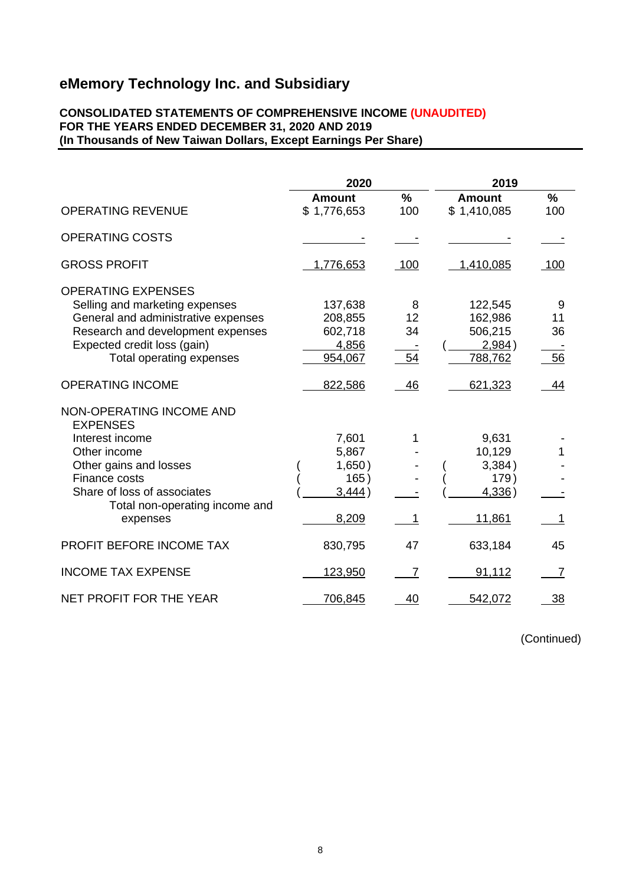# eMemory Technology Inc. and Subsidiary

**CONSOLIDATED STATEMENTS OF COMPREHENSIVE INCOME (UNAUDITED)**
**FOR THE YEARS ENDED DECEMBER 31, 2020 AND 2019**
**(In Thousands of New Taiwan Dollars, Except Earnings Per Share)**

| | 2020 | | 2019 | |
|---|---|---|---|---|
| | **Amount** | **%** | **Amount** | **%** |
| OPERATING REVENUE | $ 1,776,653 | 100 | $ 1,410,085 | 100 |
| OPERATING COSTS | - | - | - | - |
| GROSS PROFIT | 1,776,653 | 100 | 1,410,085 | 100 |
| OPERATING EXPENSES | | | | |
| Selling and marketing expenses | 137,638 | 8 | 122,545 | 9 |
| General and administrative expenses | 208,855 | 12 | 162,986 | 11 |
| Research and development expenses | 602,718 | 34 | 506,215 | 36 |
| Expected credit loss (gain) | 4,856 | - | (2,984) | - |
| Total operating expenses | 954,067 | 54 | 788,762 | 56 |
| OPERATING INCOME | 822,586 | 46 | 621,323 | 44 |
| NON-OPERATING INCOME AND EXPENSES | | | | |
| Interest income | 7,601 | 1 | 9,631 | - |
| Other income | 5,867 | - | 10,129 | 1 |
| Other gains and losses | (1,650) | - | (3,384) | - |
| Finance costs | (165) | - | (179) | - |
| Share of loss of associates | (3,444) | - | (4,336) | - |
| Total non-operating income and expenses | 8,209 | 1 | 11,861 | 1 |
| PROFIT BEFORE INCOME TAX | 830,795 | 47 | 633,184 | 45 |
| INCOME TAX EXPENSE | 123,950 | 7 | 91,112 | 7 |
| NET PROFIT FOR THE YEAR | 706,845 | 40 | 542,072 | 38 |

(Continued)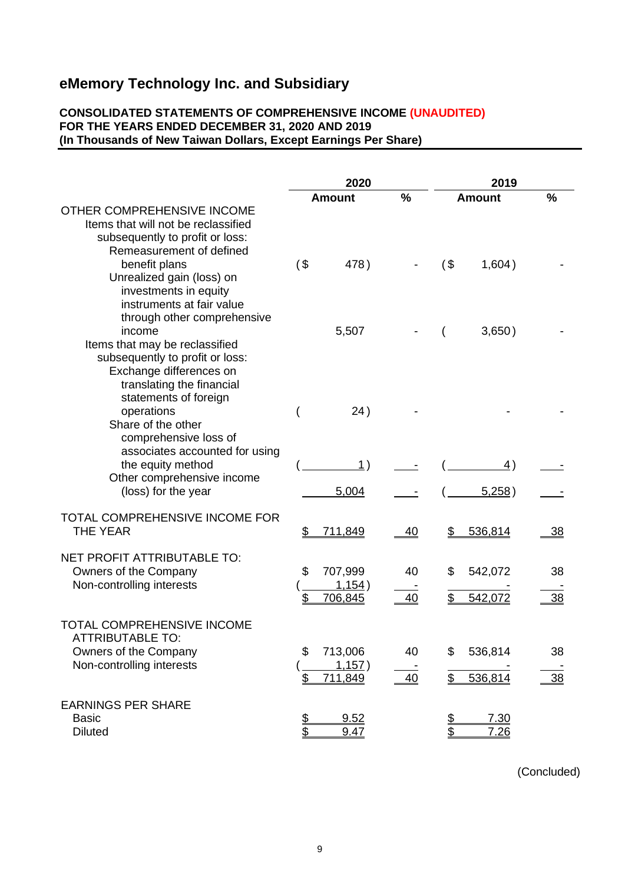# eMemory Technology Inc. and Subsidiary

**CONSOLIDATED STATEMENTS OF COMPREHENSIVE INCOME (UNAUDITED)**
**FOR THE YEARS ENDED DECEMBER 31, 2020 AND 2019**
**(In Thousands of New Taiwan Dollars, Except Earnings Per Share)**

| | 2020 | | 2019 | |
|---|---|---|---|---|
| | **Amount** | **%** | **Amount** | **%** |
| OTHER COMPREHENSIVE INCOME | | | | |
| Items that will not be reclassified subsequently to profit or loss: | | | | |
| Remeasurement of defined benefit plans | ($ 478) | - | ($ 1,604) | - |
| Unrealized gain (loss) on investments in equity instruments at fair value through other comprehensive income | 5,507 | - | ( 3,650) | - |
| Items that may be reclassified subsequently to profit or loss: | | | | |
| Exchange differences on translating the financial statements of foreign operations | ( 24) | - | - | - |
| Share of the other comprehensive loss of associates accounted for using the equity method | ( 1) | - | ( 4) | - |
| Other comprehensive income (loss) for the year | 5,004 | - | ( 5,258) | - |
| TOTAL COMPREHENSIVE INCOME FOR THE YEAR | $ 711,849 | 40 | $ 536,814 | 38 |
| NET PROFIT ATTRIBUTABLE TO: | | | | |
| Owners of the Company | $ 707,999 | 40 | $ 542,072 | 38 |
| Non-controlling interests | ( 1,154) | - | - | - |
| | $ 706,845 | 40 | $ 542,072 | 38 |
| TOTAL COMPREHENSIVE INCOME ATTRIBUTABLE TO: | | | | |
| Owners of the Company | $ 713,006 | 40 | $ 536,814 | 38 |
| Non-controlling interests | ( 1,157) | - | - | - |
| | $ 711,849 | 40 | $ 536,814 | 38 |
| EARNINGS PER SHARE | | | | |
| Basic | $ 9.52 | | $ 7.30 | |
| Diluted | $ 9.47 | | $ 7.26 | |

(Concluded)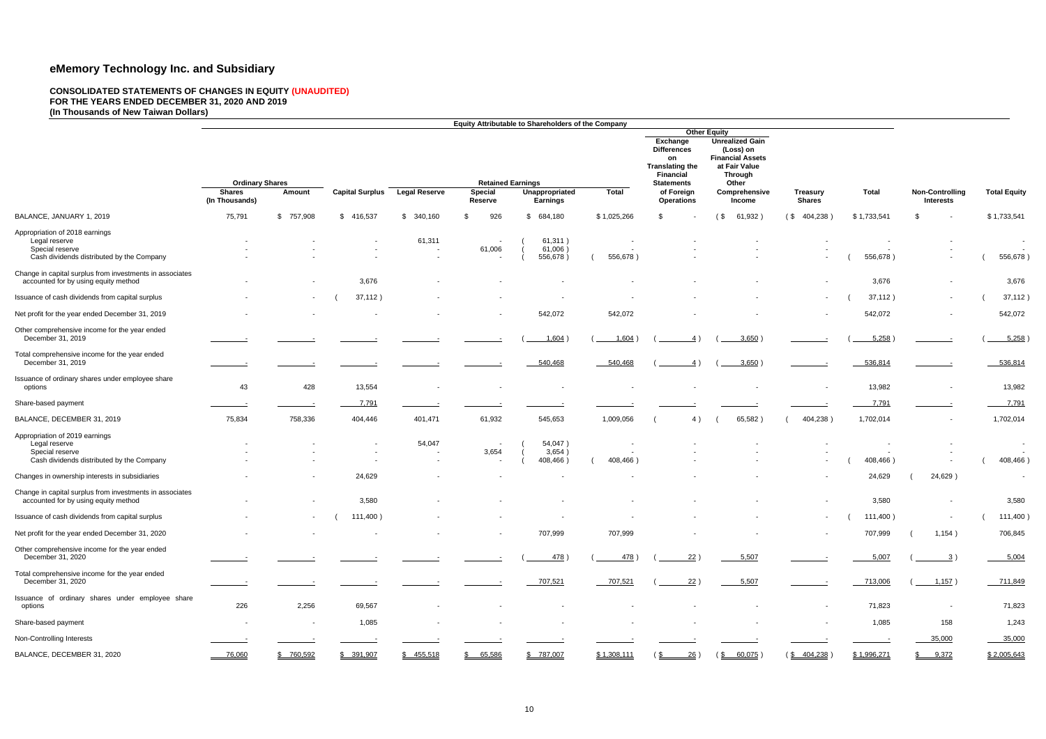# eMemory Technology Inc. and Subsidiary

**CONSOLIDATED STATEMENTS OF CHANGES IN EQUITY (UNAUDITED)**
**FOR THE YEARS ENDED DECEMBER 31, 2020 AND 2019**
**(In Thousands of New Taiwan Dollars)**

| | Equity Attributable to Shareholders of the Company | | | | | | | | | | | | | |
|---|---|---|---|---|---|---|---|---|---|---|---|---|---|
| | | | | | | | | Other Equity | | | | | | |
| | Ordinary Shares | | | Retained Earnings | | | | Exchange Differences on Translating the Financial Statements of Foreign Operations | Unrealized Gain (Loss) on Financial Assets at Fair Value Through Other Comprehensive Income | | | | | |
| | Shares (In Thousands) | Amount | Capital Surplus | Legal Reserve | Special Reserve | Unappropriated Earnings | Total | | | Treasury Shares | Total | Non-Controlling Interests | Total Equity |
| BALANCE, JANUARY 1, 2019 | 75,791 | $ 757,908 | $ 416,537 | $ 340,160 | $ 926 | $ 684,180 | $1,025,266 | $ - | ($ 61,932) | ($ 404,238) | $1,733,541 | $ - | $1,733,541 |
| Appropriation of 2018 earnings | | | | | | | | | | | | | |
| Legal reserve | - | - | - | 61,311 | - | (61,311) | - | - | - | - | - | - | - |
| Special reserve | - | - | - | - | 61,006 | (61,006) | - | - | - | - | - | - | - |
| Cash dividends distributed by the Company | - | - | - | - | - | (556,678) | (556,678) | - | - | - | (556,678) | - | (556,678) |
| Change in capital surplus from investments in associates accounted for by using equity method | - | - | 3,676 | - | - | - | - | - | - | - | 3,676 | - | 3,676 |
| Issuance of cash dividends from capital surplus | - | - | (37,112) | - | - | - | - | - | - | - | (37,112) | - | (37,112) |
| Net profit for the year ended December 31, 2019 | - | - | - | - | - | 542,072 | 542,072 | - | - | - | 542,072 | - | 542,072 |
| Other comprehensive income for the year ended December 31, 2019 | - | - | - | - | - | (1,604) | (1,604) | (4) | (3,650) | - | (5,258) | - | (5,258) |
| Total comprehensive income for the year ended December 31, 2019 | - | - | - | - | - | 540,468 | 540,468 | (4) | (3,650) | - | 536,814 | - | 536,814 |
| Issuance of ordinary shares under employee share options | 43 | 428 | 13,554 | - | - | - | - | - | - | - | 13,982 | - | 13,982 |
| Share-based payment | - | - | 7,791 | - | - | - | - | - | - | - | 7,791 | - | 7,791 |
| BALANCE, DECEMBER 31, 2019 | 75,834 | 758,336 | 404,446 | 401,471 | 61,932 | 545,653 | 1,009,056 | (4) | (65,582) | (404,238) | 1,702,014 | - | 1,702,014 |
| Appropriation of 2019 earnings | | | | | | | | | | | | | |
| Legal reserve | - | - | - | 54,047 | - | (54,047) | - | - | - | - | - | - | - |
| Special reserve | - | - | - | - | 3,654 | (3,654) | - | - | - | - | - | - | - |
| Cash dividends distributed by the Company | - | - | - | - | - | (408,466) | (408,466) | - | - | - | (408,466) | - | (408,466) |
| Changes in ownership interests in subsidiaries | - | - | 24,629 | - | - | - | - | - | - | - | 24,629 | (24,629) | - |
| Change in capital surplus from investments in associates accounted for by using equity method | - | - | 3,580 | - | - | - | - | - | - | - | 3,580 | - | 3,580 |
| Issuance of cash dividends from capital surplus | - | - | (111,400) | - | - | - | - | - | - | - | (111,400) | - | (111,400) |
| Net profit for the year ended December 31, 2020 | - | - | - | - | - | 707,999 | 707,999 | - | - | - | 707,999 | (1,154) | 706,845 |
| Other comprehensive income for the year ended December 31, 2020 | - | - | - | - | - | (478) | (478) | (22) | 5,507 | - | 5,007 | (3) | 5,004 |
| Total comprehensive income for the year ended December 31, 2020 | - | - | - | - | - | 707,521 | 707,521 | (22) | 5,507 | - | 713,006 | (1,157) | 711,849 |
| Issuance of ordinary shares under employee share options | 226 | 2,256 | 69,567 | - | - | - | - | - | - | - | 71,823 | - | 71,823 |
| Share-based payment | - | - | 1,085 | - | - | - | - | - | - | - | 1,085 | 158 | 1,243 |
| Non-Controlling Interests | - | - | - | - | - | - | - | - | - | - | - | 35,000 | 35,000 |
| BALANCE, DECEMBER 31, 2020 | 76,060 | $ 760,592 | $ 391,907 | $ 455,518 | $ 65,586 | $ 787,007 | $1,308,111 | ($ 26) | ($ 60,075) | ($ 404,238) | $1,996,271 | $ 9,372 | $2,005,643 |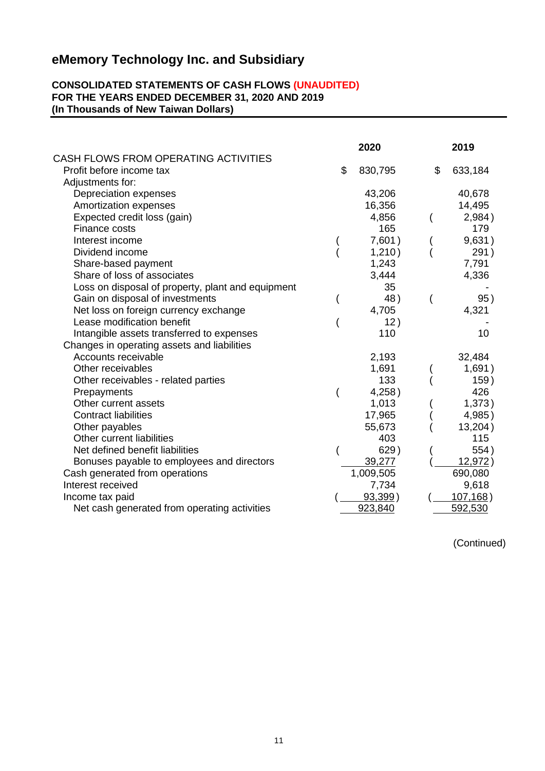## eMemory Technology Inc. and Subsidiary

**CONSOLIDATED STATEMENTS OF CASH FLOWS (UNAUDITED)**
**FOR THE YEARS ENDED DECEMBER 31, 2020 AND 2019**
**(In Thousands of New Taiwan Dollars)**

| | 2020 | 2019 |
|---|---|---|
| CASH FLOWS FROM OPERATING ACTIVITIES | | |
| Profit before income tax | $ 830,795 | $ 633,184 |
| Adjustments for: | | |
| Depreciation expenses | 43,206 | 40,678 |
| Amortization expenses | 16,356 | 14,495 |
| Expected credit loss (gain) | 4,856 | ( 2,984 ) |
| Finance costs | 165 | 179 |
| Interest income | ( 7,601 ) | ( 9,631 ) |
| Dividend income | ( 1,210 ) | ( 291 ) |
| Share-based payment | 1,243 | 7,791 |
| Share of loss of associates | 3,444 | 4,336 |
| Loss on disposal of property, plant and equipment | 35 | - |
| Gain on disposal of investments | ( 48 ) | ( 95 ) |
| Net loss on foreign currency exchange | 4,705 | 4,321 |
| Lease modification benefit | ( 12 ) | - |
| Intangible assets transferred to expenses | 110 | 10 |
| Changes in operating assets and liabilities | | |
| Accounts receivable | 2,193 | 32,484 |
| Other receivables | 1,691 | ( 1,691 ) |
| Other receivables - related parties | 133 | ( 159 ) |
| Prepayments | ( 4,258 ) | 426 |
| Other current assets | 1,013 | ( 1,373 ) |
| Contract liabilities | 17,965 | ( 4,985 ) |
| Other payables | 55,673 | ( 13,204 ) |
| Other current liabilities | 403 | 115 |
| Net defined benefit liabilities | ( 629 ) | ( 554 ) |
| Bonuses payable to employees and directors | 39,277 | ( 12,972 ) |
| Cash generated from operations | 1,009,505 | 690,080 |
| Interest received | 7,734 | 9,618 |
| Income tax paid | ( 93,399 ) | ( 107,168 ) |
| Net cash generated from operating activities | 923,840 | 592,530 |

(Continued)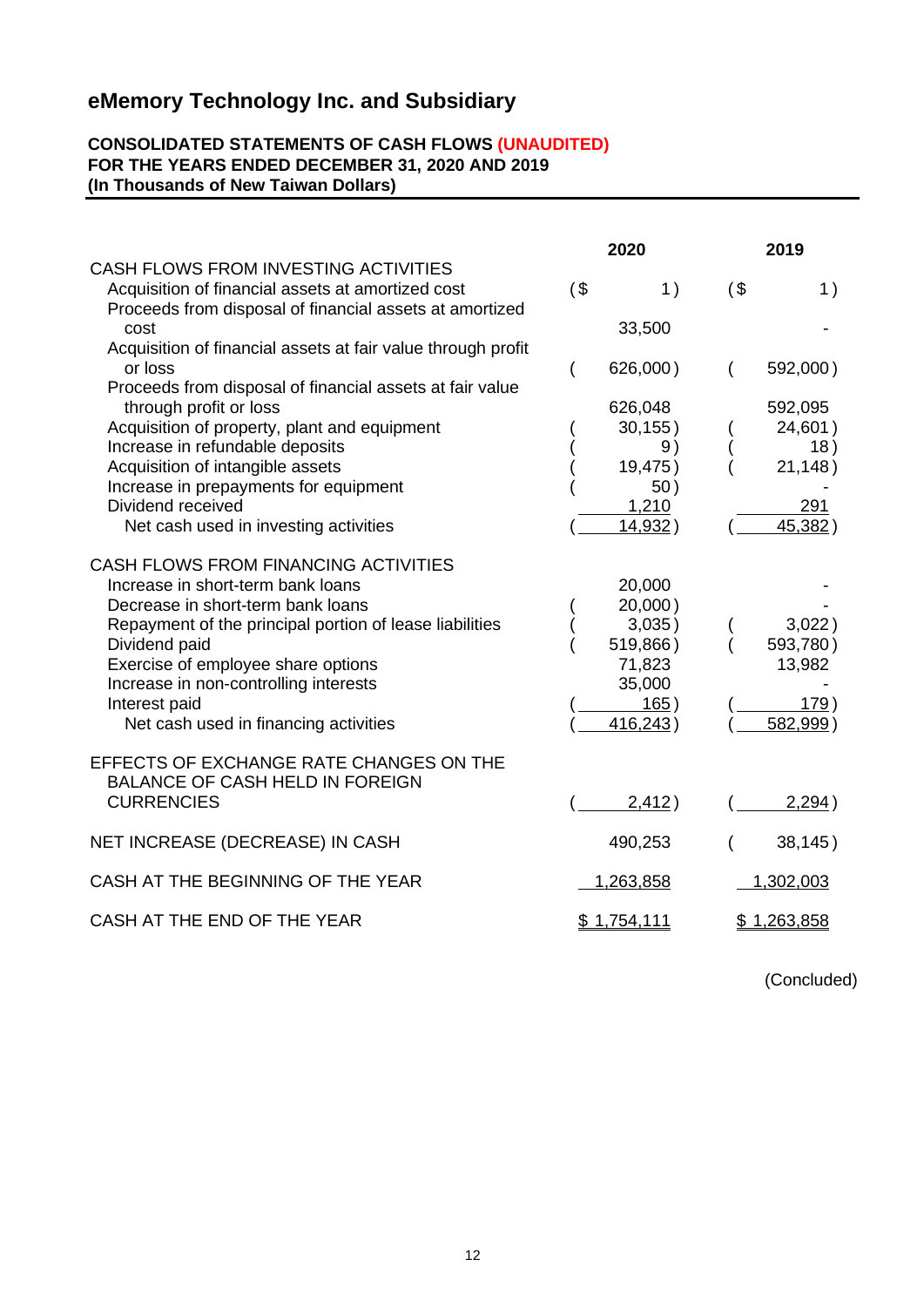# eMemory Technology Inc. and Subsidiary

**CONSOLIDATED STATEMENTS OF CASH FLOWS (UNAUDITED)**
**FOR THE YEARS ENDED DECEMBER 31, 2020 AND 2019**
**(In Thousands of New Taiwan Dollars)**

| | 2020 | 2019 |
|---|---|---|
| CASH FLOWS FROM INVESTING ACTIVITIES | | |
| Acquisition of financial assets at amortized cost | ($ 1) | ($ 1) |
| Proceeds from disposal of financial assets at amortized cost | 33,500 | - |
| Acquisition of financial assets at fair value through profit or loss | ( 626,000) | ( 592,000) |
| Proceeds from disposal of financial assets at fair value through profit or loss | 626,048 | 592,095 |
| Acquisition of property, plant and equipment | ( 30,155) | ( 24,601) |
| Increase in refundable deposits | ( 9) | ( 18) |
| Acquisition of intangible assets | ( 19,475) | ( 21,148) |
| Increase in prepayments for equipment | ( 50) | - |
| Dividend received | 1,210 | 291 |
| Net cash used in investing activities | ( 14,932) | ( 45,382) |
| CASH FLOWS FROM FINANCING ACTIVITIES | | |
| Increase in short-term bank loans | 20,000 | - |
| Decrease in short-term bank loans | ( 20,000) | - |
| Repayment of the principal portion of lease liabilities | ( 3,035) | ( 3,022) |
| Dividend paid | ( 519,866) | ( 593,780) |
| Exercise of employee share options | 71,823 | 13,982 |
| Increase in non-controlling interests | 35,000 | - |
| Interest paid | ( 165) | ( 179) |
| Net cash used in financing activities | ( 416,243) | ( 582,999) |
| EFFECTS OF EXCHANGE RATE CHANGES ON THE BALANCE OF CASH HELD IN FOREIGN CURRENCIES | ( 2,412) | ( 2,294) |
| NET INCREASE (DECREASE) IN CASH | 490,253 | ( 38,145) |
| CASH AT THE BEGINNING OF THE YEAR | 1,263,858 | 1,302,003 |
| CASH AT THE END OF THE YEAR | $ 1,754,111 | $ 1,263,858 |

(Concluded)